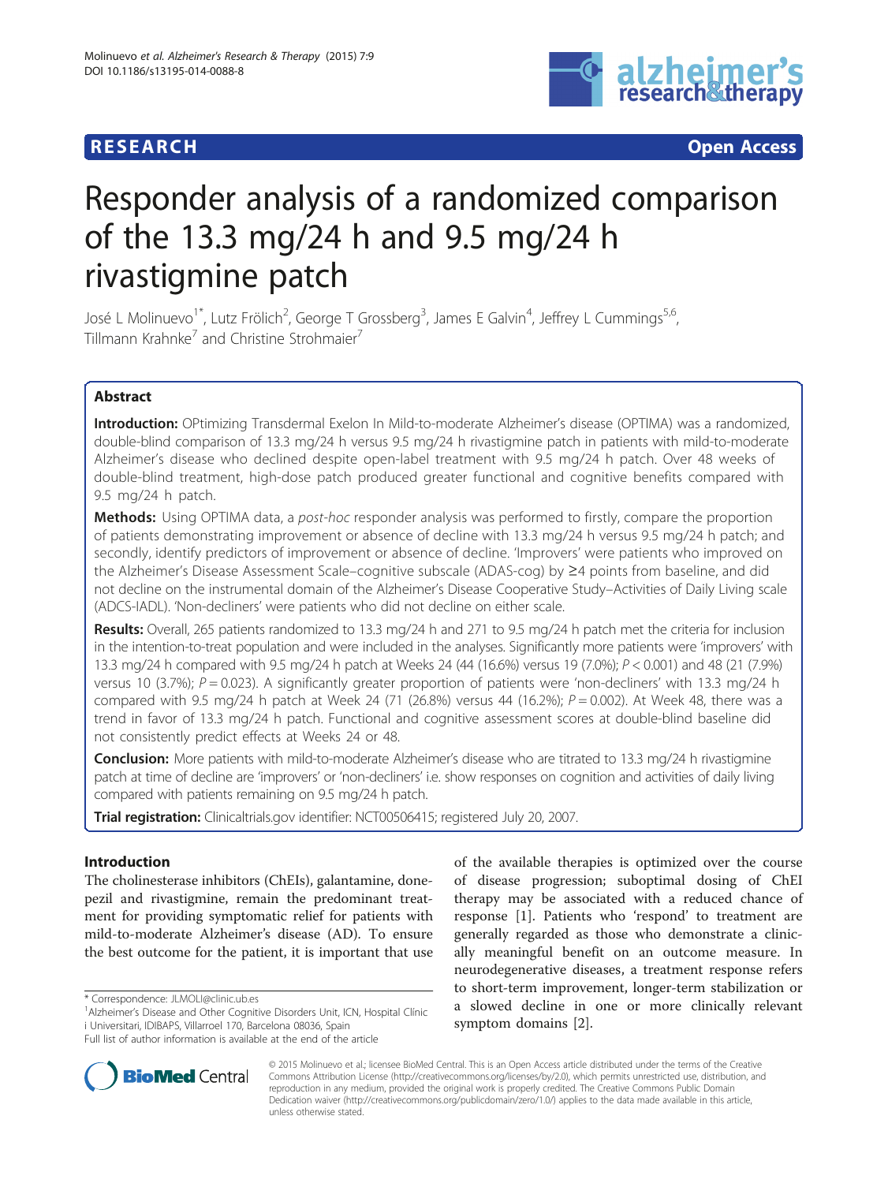RESEARCH Open Access

# Responder analysis of a randomized comparison of the 13.3 mg/24 h and 9.5 mg/24 h rivastigmine patch

José L Molinuevo[1*], Lutz Frölich[2], George T Grossberg[3], James E Galvin[4], Jeffrey L Cummings[5,6], Tillmann Krahnke[7] and Christine Strohmaier[7]

## Abstract

**Introduction:** OPtimizing Transdermal Exelon In Mild-to-moderate Alzheimer's disease (OPTIMA) was a randomized, double-blind comparison of 13.3 mg/24 h versus 9.5 mg/24 h rivastigmine patch in patients with mild-to-moderate Alzheimer's disease who declined despite open-label treatment with 9.5 mg/24 h patch. Over 48 weeks of double-blind treatment, high-dose patch produced greater functional and cognitive benefits compared with 9.5 mg/24 h patch.

**Methods:** Using OPTIMA data, a *post-hoc* responder analysis was performed to firstly, compare the proportion of patients demonstrating improvement or absence of decline with 13.3 mg/24 h versus 9.5 mg/24 h patch; and secondly, identify predictors of improvement or absence of decline. 'Improvers' were patients who improved on the Alzheimer's Disease Assessment Scale–cognitive subscale (ADAS-cog) by ≥4 points from baseline, and did not decline on the instrumental domain of the Alzheimer's Disease Cooperative Study–Activities of Daily Living scale (ADCS-IADL). 'Non-decliners' were patients who did not decline on either scale.

**Results:** Overall, 265 patients randomized to 13.3 mg/24 h and 271 to 9.5 mg/24 h patch met the criteria for inclusion in the intention-to-treat population and were included in the analyses. Significantly more patients were 'improvers' with 13.3 mg/24 h compared with 9.5 mg/24 h patch at Weeks 24 (44 (16.6%) versus 19 (7.0%); $P < 0.001$) and 48 (21 (7.9%) versus 10 (3.7%); $P = 0.023$). A significantly greater proportion of patients were 'non-decliners' with 13.3 mg/24 h compared with 9.5 mg/24 h patch at Week 24 (71 (26.8%) versus 44 (16.2%); $P = 0.002$). At Week 48, there was a trend in favor of 13.3 mg/24 h patch. Functional and cognitive assessment scores at double-blind baseline did not consistently predict effects at Weeks 24 or 48.

**Conclusion:** More patients with mild-to-moderate Alzheimer's disease who are titrated to 13.3 mg/24 h rivastigmine patch at time of decline are 'improvers' or 'non-decliners' i.e. show responses on cognition and activities of daily living compared with patients remaining on 9.5 mg/24 h patch.

**Trial registration:** Clinicaltrials.gov identifier: NCT00506415; registered July 20, 2007.

## Introduction

The cholinesterase inhibitors (ChEIs), galantamine, donepezil and rivastigmine, remain the predominant treatment for providing symptomatic relief for patients with mild-to-moderate Alzheimer's disease (AD). To ensure the best outcome for the patient, it is important that use of the available therapies is optimized over the course of disease progression; suboptimal dosing of ChEI therapy may be associated with a reduced chance of response [1]. Patients who 'respond' to treatment are generally regarded as those who demonstrate a clinically meaningful benefit on an outcome measure. In neurodegenerative diseases, a treatment response refers to short-term improvement, longer-term stabilization or a slowed decline in one or more clinically relevant symptom domains [2].

\* Correspondence: JLMOLI@clinic.ub.es

[1]Alzheimer's Disease and Other Cognitive Disorders Unit, ICN, Hospital Clínic i Universitari, IDIBAPS, Villarroel 170, Barcelona 08036, Spain

Full list of author information is available at the end of the article

© 2015 Molinuevo et al.; licensee BioMed Central. This is an Open Access article distributed under the terms of the Creative Commons Attribution License (http://creativecommons.org/licenses/by/2.0), which permits unrestricted use, distribution, and reproduction in any medium, provided the original work is properly credited. The Creative Commons Public Domain Dedication waiver (http://creativecommons.org/publicdomain/zero/1.0/) applies to the data made available in this article, unless otherwise stated.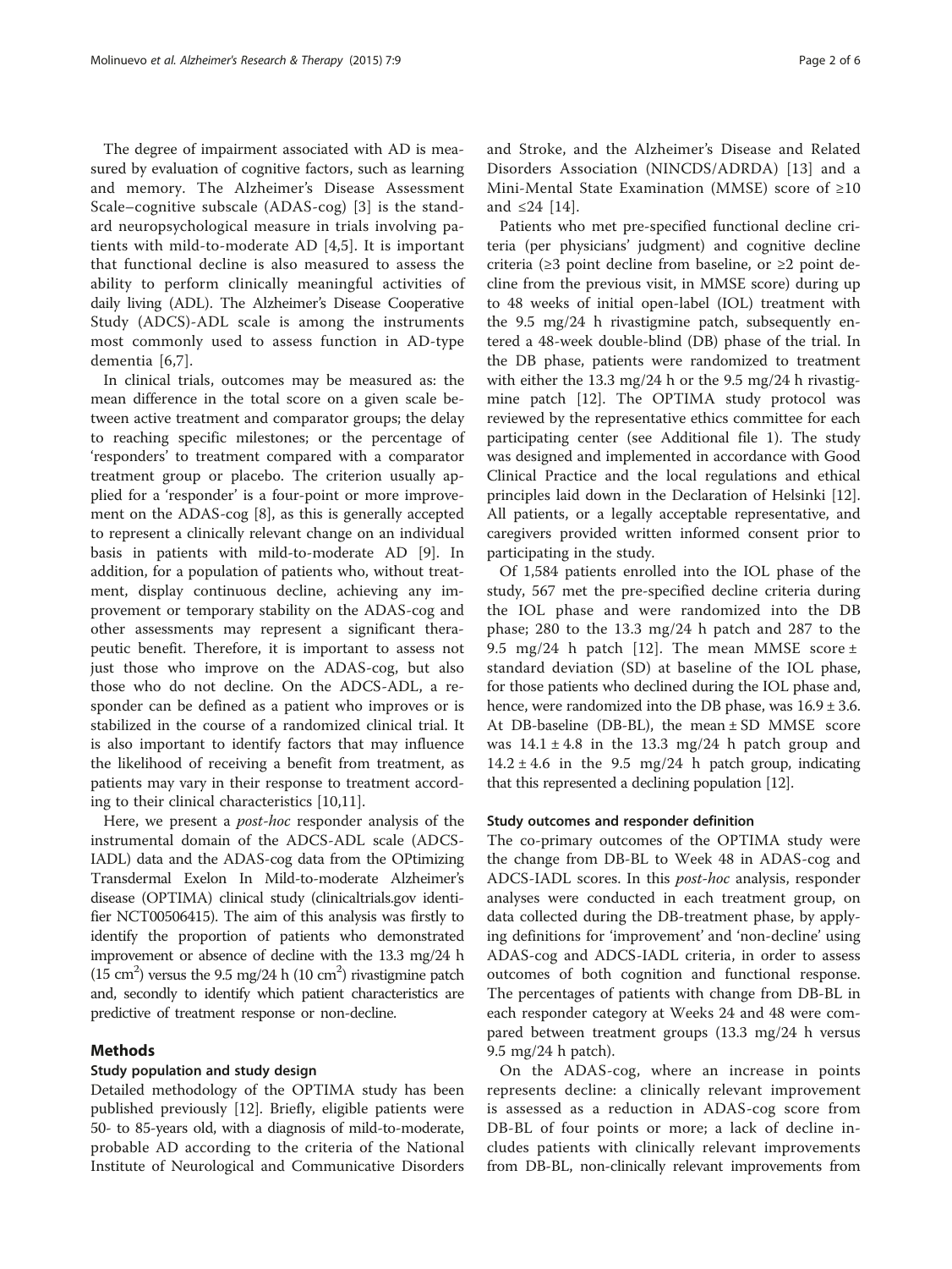The degree of impairment associated with AD is measured by evaluation of cognitive factors, such as learning and memory. The Alzheimer's Disease Assessment Scale–cognitive subscale (ADAS-cog) [3] is the standard neuropsychological measure in trials involving patients with mild-to-moderate AD [4,5]. It is important that functional decline is also measured to assess the ability to perform clinically meaningful activities of daily living (ADL). The Alzheimer's Disease Cooperative Study (ADCS)-ADL scale is among the instruments most commonly used to assess function in AD-type dementia [6,7].

In clinical trials, outcomes may be measured as: the mean difference in the total score on a given scale between active treatment and comparator groups; the delay to reaching specific milestones; or the percentage of 'responders' to treatment compared with a comparator treatment group or placebo. The criterion usually applied for a 'responder' is a four-point or more improvement on the ADAS-cog [8], as this is generally accepted to represent a clinically relevant change on an individual basis in patients with mild-to-moderate AD [9]. In addition, for a population of patients who, without treatment, display continuous decline, achieving any improvement or temporary stability on the ADAS-cog and other assessments may represent a significant therapeutic benefit. Therefore, it is important to assess not just those who improve on the ADAS-cog, but also those who do not decline. On the ADCS-ADL, a responder can be defined as a patient who improves or is stabilized in the course of a randomized clinical trial. It is also important to identify factors that may influence the likelihood of receiving a benefit from treatment, as patients may vary in their response to treatment according to their clinical characteristics [10,11].

Here, we present a *post-hoc* responder analysis of the instrumental domain of the ADCS-ADL scale (ADCS-IADL) data and the ADAS-cog data from the OPtimizing Transdermal Exelon In Mild-to-moderate Alzheimer's disease (OPTIMA) clinical study (clinicaltrials.gov identifier NCT00506415). The aim of this analysis was firstly to identify the proportion of patients who demonstrated improvement or absence of decline with the 13.3 mg/24 h (15 $cm^2$) versus the 9.5 mg/24 h (10 $cm^2$) rivastigmine patch and, secondly to identify which patient characteristics are predictive of treatment response or non-decline.

## Methods

### Study population and study design

Detailed methodology of the OPTIMA study has been published previously [12]. Briefly, eligible patients were 50- to 85-years old, with a diagnosis of mild-to-moderate, probable AD according to the criteria of the National Institute of Neurological and Communicative Disorders and Stroke, and the Alzheimer's Disease and Related Disorders Association (NINCDS/ADRDA) [13] and a Mini-Mental State Examination (MMSE) score of ≥10 and ≤24 [14].

Patients who met pre-specified functional decline criteria (per physicians' judgment) and cognitive decline criteria (≥3 point decline from baseline, or ≥2 point decline from the previous visit, in MMSE score) during up to 48 weeks of initial open-label (IOL) treatment with the 9.5 mg/24 h rivastigmine patch, subsequently entered a 48-week double-blind (DB) phase of the trial. In the DB phase, patients were randomized to treatment with either the 13.3 mg/24 h or the 9.5 mg/24 h rivastigmine patch [12]. The OPTIMA study protocol was reviewed by the representative ethics committee for each participating center (see Additional file 1). The study was designed and implemented in accordance with Good Clinical Practice and the local regulations and ethical principles laid down in the Declaration of Helsinki [12]. All patients, or a legally acceptable representative, and caregivers provided written informed consent prior to participating in the study.

Of 1,584 patients enrolled into the IOL phase of the study, 567 met the pre-specified decline criteria during the IOL phase and were randomized into the DB phase; 280 to the 13.3 mg/24 h patch and 287 to the 9.5 mg/24 h patch [12]. The mean MMSE score ± standard deviation (SD) at baseline of the IOL phase, for those patients who declined during the IOL phase and, hence, were randomized into the DB phase, was 16.9 ± 3.6. At DB-baseline (DB-BL), the mean ± SD MMSE score was 14.1 ± 4.8 in the 13.3 mg/24 h patch group and 14.2 ± 4.6 in the 9.5 mg/24 h patch group, indicating that this represented a declining population [12].

### Study outcomes and responder definition

The co-primary outcomes of the OPTIMA study were the change from DB-BL to Week 48 in ADAS-cog and ADCS-IADL scores. In this *post-hoc* analysis, responder analyses were conducted in each treatment group, on data collected during the DB-treatment phase, by applying definitions for 'improvement' and 'non-decline' using ADAS-cog and ADCS-IADL criteria, in order to assess outcomes of both cognition and functional response. The percentages of patients with change from DB-BL in each responder category at Weeks 24 and 48 were compared between treatment groups (13.3 mg/24 h versus 9.5 mg/24 h patch).

On the ADAS-cog, where an increase in points represents decline: a clinically relevant improvement is assessed as a reduction in ADAS-cog score from DB-BL of four points or more; a lack of decline includes patients with clinically relevant improvements from DB-BL, non-clinically relevant improvements from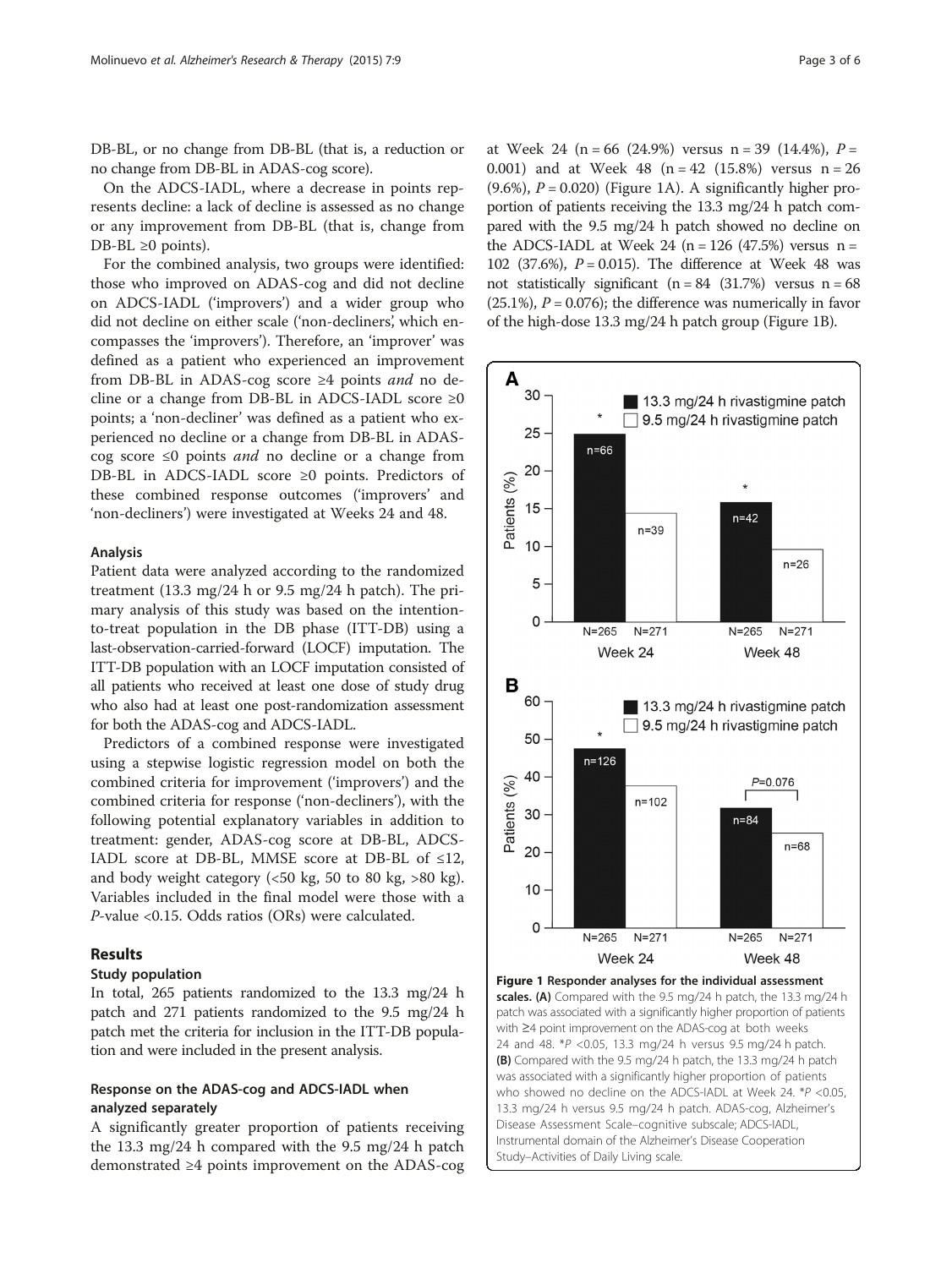DB-BL, or no change from DB-BL (that is, a reduction or no change from DB-BL in ADAS-cog score).

On the ADCS-IADL, where a decrease in points represents decline: a lack of decline is assessed as no change or any improvement from DB-BL (that is, change from DB-BL ≥0 points).

For the combined analysis, two groups were identified: those who improved on ADAS-cog and did not decline on ADCS-IADL ('improvers') and a wider group who did not decline on either scale ('non-decliners', which encompasses the 'improvers'). Therefore, an 'improver' was defined as a patient who experienced an improvement from DB-BL in ADAS-cog score ≥4 points *and* no decline or a change from DB-BL in ADCS-IADL score ≥0 points; a 'non-decliner' was defined as a patient who experienced no decline or a change from DB-BL in ADAS-cog score ≤0 points *and* no decline or a change from DB-BL in ADCS-IADL score ≥0 points. Predictors of these combined response outcomes ('improvers' and 'non-decliners') were investigated at Weeks 24 and 48.

### Analysis

Patient data were analyzed according to the randomized treatment (13.3 mg/24 h or 9.5 mg/24 h patch). The primary analysis of this study was based on the intention-to-treat population in the DB phase (ITT-DB) using a last-observation-carried-forward (LOCF) imputation. The ITT-DB population with an LOCF imputation consisted of all patients who received at least one dose of study drug who also had at least one post-randomization assessment for both the ADAS-cog and ADCS-IADL.

Predictors of a combined response were investigated using a stepwise logistic regression model on both the combined criteria for improvement ('improvers') and the combined criteria for response ('non-decliners'), with the following potential explanatory variables in addition to treatment: gender, ADAS-cog score at DB-BL, ADCS-IADL score at DB-BL, MMSE score at DB-BL of ≤12, and body weight category (<50 kg, 50 to 80 kg, >80 kg). Variables included in the final model were those with a *P*-value <0.15. Odds ratios (ORs) were calculated.

## Results

### Study population

In total, 265 patients randomized to the 13.3 mg/24 h patch and 271 patients randomized to the 9.5 mg/24 h patch met the criteria for inclusion in the ITT-DB population and were included in the present analysis.

### Response on the ADAS-cog and ADCS-IADL when analyzed separately

A significantly greater proportion of patients receiving the 13.3 mg/24 h compared with the 9.5 mg/24 h patch demonstrated ≥4 points improvement on the ADAS-cog at Week 24 (n = 66 (24.9%) versus n = 39 (14.4%), $P$ = 0.001) and at Week 48 (n = 42 (15.8%) versus n = 26 (9.6%), $P$ = 0.020) (Figure 1A). A significantly higher proportion of patients receiving the 13.3 mg/24 h patch compared with the 9.5 mg/24 h patch showed no decline on the ADCS-IADL at Week 24 (n = 126 (47.5%) versus n = 102 (37.6%), $P$ = 0.015). The difference at Week 48 was not statistically significant (n = 84 (31.7%) versus n = 68 (25.1%), $P$ = 0.076); the difference was numerically in favor of the high-dose 13.3 mg/24 h patch group (Figure 1B).

**Figure 1 Responder analyses for the individual assessment scales. (A)** Compared with the 9.5 mg/24 h patch, the 13.3 mg/24 h patch was associated with a significantly higher proportion of patients with ≥4 point improvement on the ADAS-cog at both weeks 24 and 48. *$P$ <0.05, 13.3 mg/24 h versus 9.5 mg/24 h patch. **(B)** Compared with the 9.5 mg/24 h patch, the 13.3 mg/24 h patch was associated with a significantly higher proportion of patients who showed no decline on the ADCS-IADL at Week 24. *$P$ <0.05, 13.3 mg/24 h versus 9.5 mg/24 h patch. ADAS-cog, Alzheimer's Disease Assessment Scale–cognitive subscale; ADCS-IADL, Instrumental domain of the Alzheimer's Disease Cooperation Study–Activities of Daily Living scale.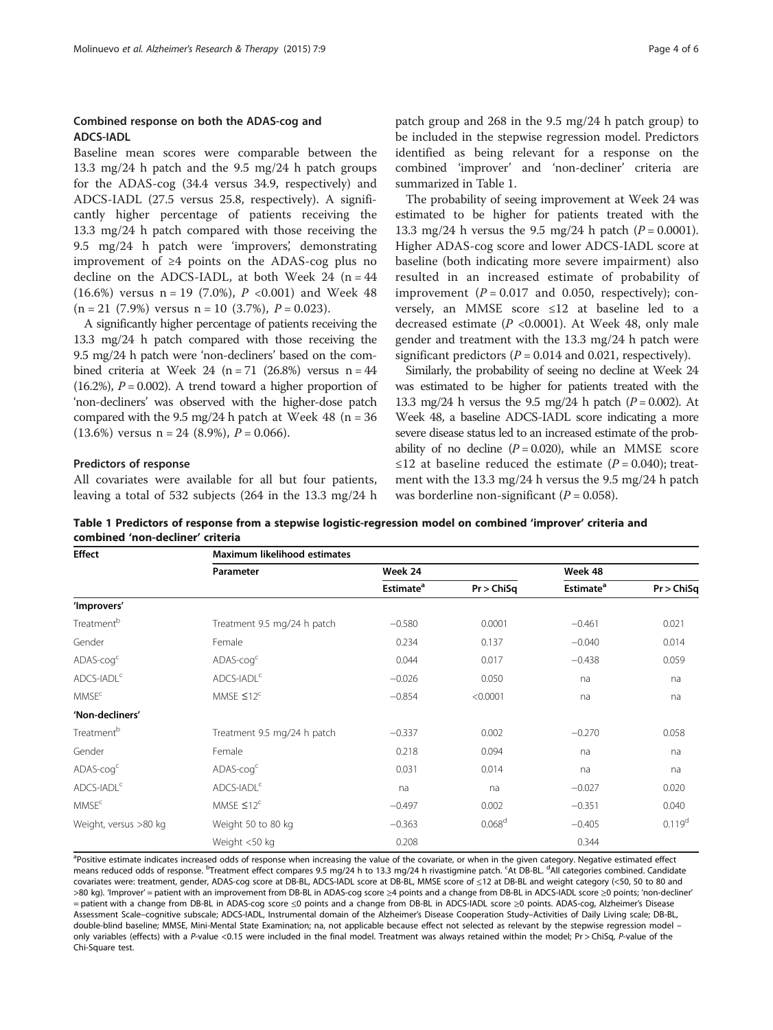### Combined response on both the ADAS-cog and ADCS-IADL

Baseline mean scores were comparable between the 13.3 mg/24 h patch and the 9.5 mg/24 h patch groups for the ADAS-cog (34.4 versus 34.9, respectively) and ADCS-IADL (27.5 versus 25.8, respectively). A significantly higher percentage of patients receiving the 13.3 mg/24 h patch compared with those receiving the 9.5 mg/24 h patch were 'improvers', demonstrating improvement of ≥4 points on the ADAS-cog plus no decline on the ADCS-IADL, at both Week 24 (n = 44 (16.6%) versus n = 19 (7.0%), $P$ <0.001) and Week 48 (n = 21 (7.9%) versus n = 10 (3.7%), $P$ = 0.023).

A significantly higher percentage of patients receiving the 13.3 mg/24 h patch compared with those receiving the 9.5 mg/24 h patch were 'non-decliners' based on the combined criteria at Week 24 (n = 71 (26.8%) versus n = 44 (16.2%), $P$ = 0.002). A trend toward a higher proportion of 'non-decliners' was observed with the higher-dose patch compared with the 9.5 mg/24 h patch at Week 48 (n = 36 (13.6%) versus n = 24 (8.9%), $P$ = 0.066).

### Predictors of response

All covariates were available for all but four patients, leaving a total of 532 subjects (264 in the 13.3 mg/24 h patch group and 268 in the 9.5 mg/24 h patch group) to be included in the stepwise regression model. Predictors identified as being relevant for a response on the combined 'improver' and 'non-decliner' criteria are summarized in Table 1.

The probability of seeing improvement at Week 24 was estimated to be higher for patients treated with the 13.3 mg/24 h versus the 9.5 mg/24 h patch ($P$ = 0.0001). Higher ADAS-cog score and lower ADCS-IADL score at baseline (both indicating more severe impairment) also resulted in an increased estimate of probability of improvement ($P$ = 0.017 and 0.050, respectively); conversely, an MMSE score ≤12 at baseline led to a decreased estimate ($P$ <0.0001). At Week 48, only male gender and treatment with the 13.3 mg/24 h patch were significant predictors ($P$ = 0.014 and 0.021, respectively).

Similarly, the probability of seeing no decline at Week 24 was estimated to be higher for patients treated with the 13.3 mg/24 h versus the 9.5 mg/24 h patch ($P$ = 0.002). At Week 48, a baseline ADCS-IADL score indicating a more severe disease status led to an increased estimate of the probability of no decline ($P$ = 0.020), while an MMSE score ≤12 at baseline reduced the estimate ($P$ = 0.040); treatment with the 13.3 mg/24 h versus the 9.5 mg/24 h patch was borderline non-significant ($P$ = 0.058).

**Table 1 Predictors of response from a stepwise logistic-regression model on combined 'improver' criteria and combined 'non-decliner' criteria**

| Effect | Maximum likelihood estimates | | | | |
|---|---|---|---|---|---|
| | Parameter | Week 24 | | Week 48 | |
| | | Estimate[a] | Pr > ChiSq | Estimate[a] | Pr > ChiSq |
| **'Improvers'** | | | | | |
| Treatment[b] | Treatment 9.5 mg/24 h patch | −0.580 | 0.0001 | −0.461 | 0.021 |
| Gender | Female | 0.234 | 0.137 | −0.040 | 0.014 |
| ADAS-cog[c] | ADAS-cog[c] | 0.044 | 0.017 | −0.438 | 0.059 |
| ADCS-IADL[c] | ADCS-IADL[c] | −0.026 | 0.050 | na | na |
| MMSE[c] | MMSE ≤12[c] | −0.854 | <0.0001 | na | na |
| **'Non-decliners'** | | | | | |
| Treatment[b] | Treatment 9.5 mg/24 h patch | −0.337 | 0.002 | −0.270 | 0.058 |
| Gender | Female | 0.218 | 0.094 | na | na |
| ADAS-cog[c] | ADAS-cog[c] | 0.031 | 0.014 | na | na |
| ADCS-IADL[c] | ADCS-IADL[c] | na | na | −0.027 | 0.020 |
| MMSE[c] | MMSE ≤12[c] | −0.497 | 0.002 | −0.351 | 0.040 |
| Weight, versus >80 kg | Weight 50 to 80 kg | −0.363 | 0.068[d] | −0.405 | 0.119[d] |
| | Weight <50 kg | 0.208 | | 0.344 | |

[a]Positive estimate indicates increased odds of response when increasing the value of the covariate, or when in the given category. Negative estimated effect means reduced odds of response. [b]Treatment effect compares 9.5 mg/24 h to 13.3 mg/24 h rivastigmine patch. [c]At DB-BL. [d]All categories combined. Candidate covariates were: treatment, gender, ADAS-cog score at DB-BL, ADCS-IADL score at DB-BL, MMSE score of ≤12 at DB-BL and weight category (<50, 50 to 80 and >80 kg). 'Improver' = patient with an improvement from DB-BL in ADAS-cog score ≥4 points and a change from DB-BL in ADCS-IADL score ≥0 points; 'non-decliner' = patient with a change from DB-BL in ADAS-cog score ≤0 points and a change from DB-BL in ADCS-IADL score ≥0 points. ADAS-cog, Alzheimer's Disease Assessment Scale–cognitive subscale; ADCS-IADL, Instrumental domain of the Alzheimer's Disease Cooperation Study–Activities of Daily Living scale; DB-BL, double-blind baseline; MMSE, Mini-Mental State Examination; na, not applicable because effect not selected as relevant by the stepwise regression model – only variables (effects) with a P-value <0.15 were included in the final model. Treatment was always retained within the model; Pr > ChiSq, P-value of the Chi-Square test.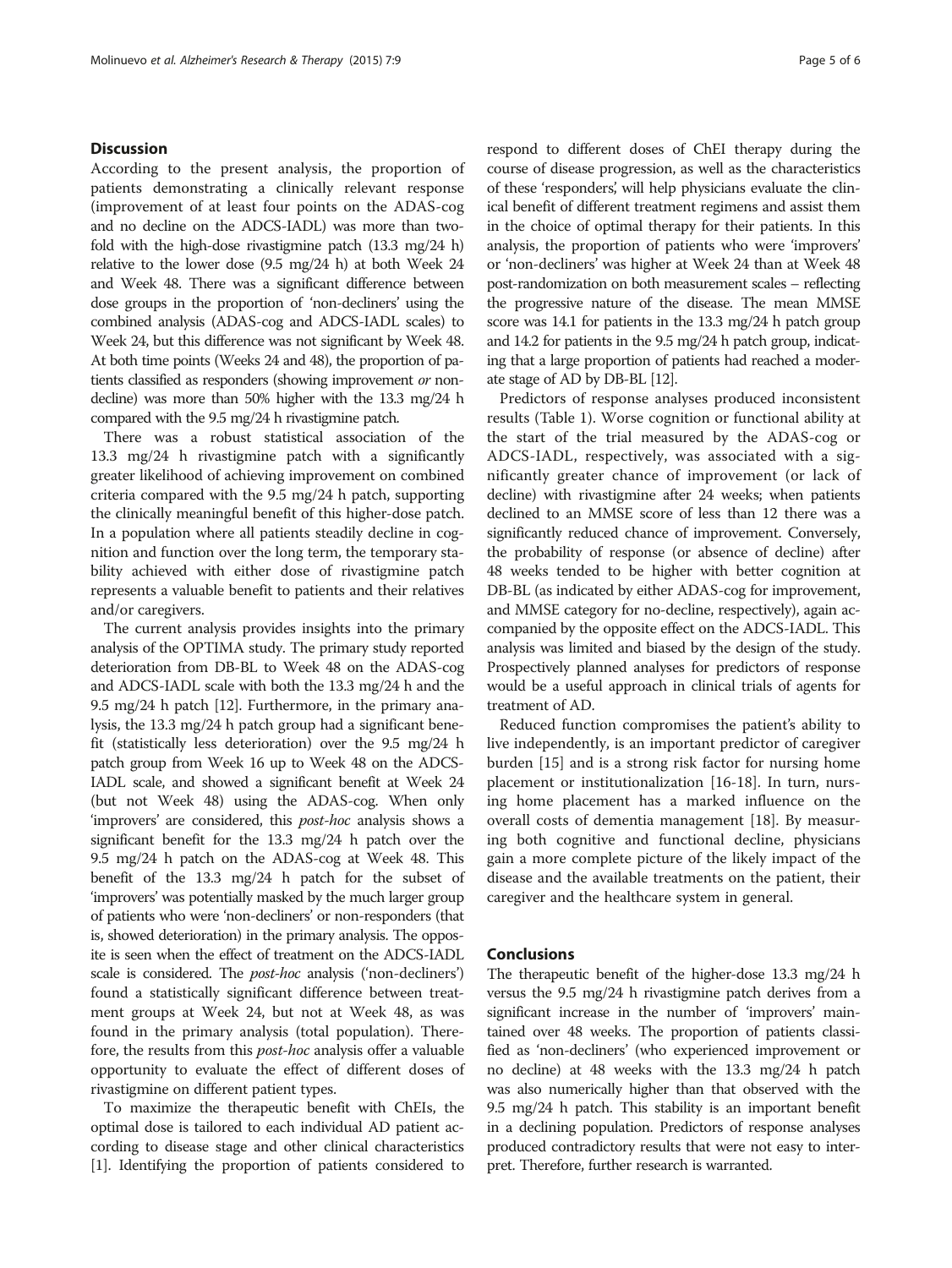## Discussion

According to the present analysis, the proportion of patients demonstrating a clinically relevant response (improvement of at least four points on the ADAS-cog and no decline on the ADCS-IADL) was more than two-fold with the high-dose rivastigmine patch (13.3 mg/24 h) relative to the lower dose (9.5 mg/24 h) at both Week 24 and Week 48. There was a significant difference between dose groups in the proportion of 'non-decliners' using the combined analysis (ADAS-cog and ADCS-IADL scales) to Week 24, but this difference was not significant by Week 48. At both time points (Weeks 24 and 48), the proportion of patients classified as responders (showing improvement *or* non-decline) was more than 50% higher with the 13.3 mg/24 h compared with the 9.5 mg/24 h rivastigmine patch.

There was a robust statistical association of the 13.3 mg/24 h rivastigmine patch with a significantly greater likelihood of achieving improvement on combined criteria compared with the 9.5 mg/24 h patch, supporting the clinically meaningful benefit of this higher-dose patch. In a population where all patients steadily decline in cognition and function over the long term, the temporary stability achieved with either dose of rivastigmine patch represents a valuable benefit to patients and their relatives and/or caregivers.

The current analysis provides insights into the primary analysis of the OPTIMA study. The primary study reported deterioration from DB-BL to Week 48 on the ADAS-cog and ADCS-IADL scale with both the 13.3 mg/24 h and the 9.5 mg/24 h patch [12]. Furthermore, in the primary analysis, the 13.3 mg/24 h patch group had a significant benefit (statistically less deterioration) over the 9.5 mg/24 h patch group from Week 16 up to Week 48 on the ADCS-IADL scale, and showed a significant benefit at Week 24 (but not Week 48) using the ADAS-cog. When only 'improvers' are considered, this *post-hoc* analysis shows a significant benefit for the 13.3 mg/24 h patch over the 9.5 mg/24 h patch on the ADAS-cog at Week 48. This benefit of the 13.3 mg/24 h patch for the subset of 'improvers' was potentially masked by the much larger group of patients who were 'non-decliners' or non-responders (that is, showed deterioration) in the primary analysis. The opposite is seen when the effect of treatment on the ADCS-IADL scale is considered. The *post-hoc* analysis ('non-decliners') found a statistically significant difference between treatment groups at Week 24, but not at Week 48, as was found in the primary analysis (total population). Therefore, the results from this *post-hoc* analysis offer a valuable opportunity to evaluate the effect of different doses of rivastigmine on different patient types.

To maximize the therapeutic benefit with ChEIs, the optimal dose is tailored to each individual AD patient according to disease stage and other clinical characteristics [1]. Identifying the proportion of patients considered to respond to different doses of ChEI therapy during the course of disease progression, as well as the characteristics of these 'responders', will help physicians evaluate the clinical benefit of different treatment regimens and assist them in the choice of optimal therapy for their patients. In this analysis, the proportion of patients who were 'improvers' or 'non-decliners' was higher at Week 24 than at Week 48 post-randomization on both measurement scales – reflecting the progressive nature of the disease. The mean MMSE score was 14.1 for patients in the 13.3 mg/24 h patch group and 14.2 for patients in the 9.5 mg/24 h patch group, indicating that a large proportion of patients had reached a moderate stage of AD by DB-BL [12].

Predictors of response analyses produced inconsistent results (Table 1). Worse cognition or functional ability at the start of the trial measured by the ADAS-cog or ADCS-IADL, respectively, was associated with a significantly greater chance of improvement (or lack of decline) with rivastigmine after 24 weeks; when patients declined to an MMSE score of less than 12 there was a significantly reduced chance of improvement. Conversely, the probability of response (or absence of decline) after 48 weeks tended to be higher with better cognition at DB-BL (as indicated by either ADAS-cog for improvement, and MMSE category for no-decline, respectively), again accompanied by the opposite effect on the ADCS-IADL. This analysis was limited and biased by the design of the study. Prospectively planned analyses for predictors of response would be a useful approach in clinical trials of agents for treatment of AD.

Reduced function compromises the patient's ability to live independently, is an important predictor of caregiver burden [15] and is a strong risk factor for nursing home placement or institutionalization [16-18]. In turn, nursing home placement has a marked influence on the overall costs of dementia management [18]. By measuring both cognitive and functional decline, physicians gain a more complete picture of the likely impact of the disease and the available treatments on the patient, their caregiver and the healthcare system in general.

## Conclusions

The therapeutic benefit of the higher-dose 13.3 mg/24 h versus the 9.5 mg/24 h rivastigmine patch derives from a significant increase in the number of 'improvers' maintained over 48 weeks. The proportion of patients classified as 'non-decliners' (who experienced improvement or no decline) at 48 weeks with the 13.3 mg/24 h patch was also numerically higher than that observed with the 9.5 mg/24 h patch. This stability is an important benefit in a declining population. Predictors of response analyses produced contradictory results that were not easy to interpret. Therefore, further research is warranted.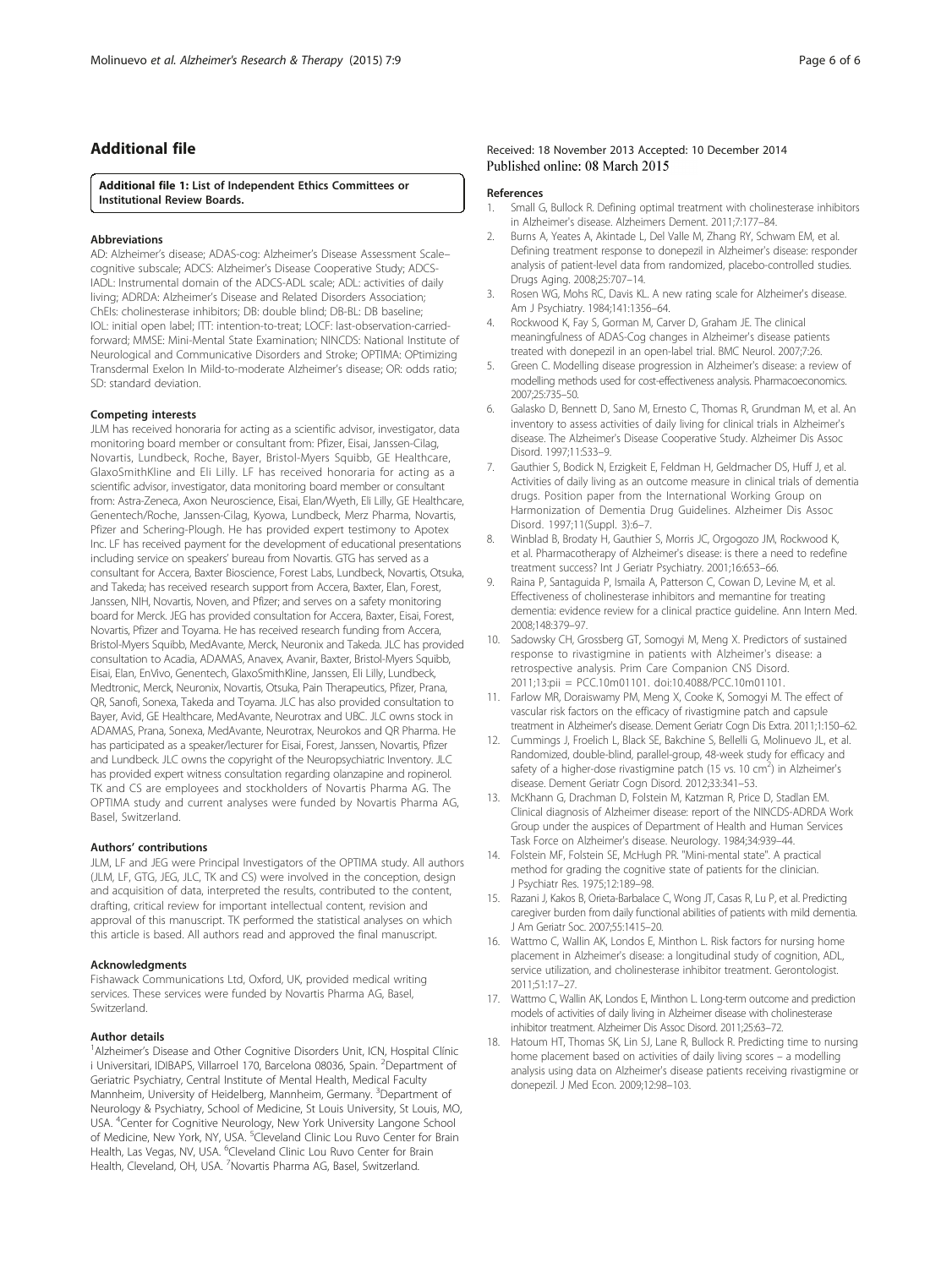## Additional file

**Additional file 1: List of Independent Ethics Committees or Institutional Review Boards.**

#### Abbreviations

AD: Alzheimer's disease; ADAS-cog: Alzheimer's Disease Assessment Scale–cognitive subscale; ADCS: Alzheimer's Disease Cooperative Study; ADCS-IADL: Instrumental domain of the ADCS-ADL scale; ADL: activities of daily living; ADRDA: Alzheimer's Disease and Related Disorders Association; ChEIs: cholinesterase inhibitors; DB: double blind; DB-BL: DB baseline; IOL: initial open label; ITT: intention-to-treat; LOCF: last-observation-carried-forward; MMSE: Mini-Mental State Examination; NINCDS: National Institute of Neurological and Communicative Disorders and Stroke; OPTIMA: OPtimizing Transdermal Exelon In Mild-to-moderate Alzheimer's disease; OR: odds ratio; SD: standard deviation.

#### Competing interests

JLM has received honoraria for acting as a scientific advisor, investigator, data monitoring board member or consultant from: Pfizer, Eisai, Janssen-Cilag, Novartis, Lundbeck, Roche, Bayer, Bristol-Myers Squibb, GE Healthcare, GlaxoSmithKline and Eli Lilly. LF has received honoraria for acting as a scientific advisor, investigator, data monitoring board member or consultant from: Astra-Zeneca, Axon Neuroscience, Eisai, Elan/Wyeth, Eli Lilly, GE Healthcare, Genentech/Roche, Janssen-Cilag, Kyowa, Lundbeck, Merz Pharma, Novartis, Pfizer and Schering-Plough. He has provided expert testimony to Apotex Inc. LF has received payment for the development of educational presentations including service on speakers' bureau from Novartis. GTG has served as a consultant for Accera, Baxter Bioscience, Forest Labs, Lundbeck, Novartis, Otsuka, and Takeda; has received research support from Accera, Baxter, Elan, Forest, Janssen, NIH, Novartis, Noven, and Pfizer; and serves on a safety monitoring board for Merck. JEG has provided consultation for Accera, Baxter, Eisai, Forest, Novartis, Pfizer and Toyama. He has received research funding from Accera, Bristol-Myers Squibb, MedAvante, Merck, Neuronix and Takeda. JLC has provided consultation to Acadia, ADAMAS, Anavex, Avanir, Baxter, Bristol-Myers Squibb, Eisai, Elan, EnVivo, Genentech, GlaxoSmithKline, Janssen, Eli Lilly, Lundbeck, Medtronic, Merck, Neuronix, Novartis, Otsuka, Pain Therapeutics, Pfizer, Prana, QR, Sanofi, Sonexa, Takeda and Toyama. JLC has also provided consultation to Bayer, Avid, GE Healthcare, MedAvante, Neurotrax and UBC. JLC owns stock in ADAMAS, Prana, Sonexa, MedAvante, Neurotrax, Neurokos and QR Pharma. He has participated as a speaker/lecturer for Eisai, Forest, Janssen, Novartis, Pfizer and Lundbeck. JLC owns the copyright of the Neuropsychiatric Inventory. JLC has provided expert witness consultation regarding olanzapine and ropinerol. TK and CS are employees and stockholders of Novartis Pharma AG. The OPTIMA study and current analyses were funded by Novartis Pharma AG, Basel, Switzerland.

#### Authors' contributions

JLM, LF and JEG were Principal Investigators of the OPTIMA study. All authors (JLM, LF, GTG, JEG, JLC, TK and CS) were involved in the conception, design and acquisition of data, interpreted the results, contributed to the content, drafting, critical review for important intellectual content, revision and approval of this manuscript. TK performed the statistical analyses on which this article is based. All authors read and approved the final manuscript.

#### Acknowledgments

Fishawack Communications Ltd, Oxford, UK, provided medical writing services. These services were funded by Novartis Pharma AG, Basel, Switzerland.

#### Author details

[1]Alzheimer's Disease and Other Cognitive Disorders Unit, ICN, Hospital Clínic i Universitari, IDIBAPS, Villarroel 170, Barcelona 08036, Spain. [2]Department of Geriatric Psychiatry, Central Institute of Mental Health, Medical Faculty Mannheim, University of Heidelberg, Mannheim, Germany. [3]Department of Neurology & Psychiatry, School of Medicine, St Louis University, St Louis, MO, USA. [4]Center for Cognitive Neurology, New York University Langone School of Medicine, New York, NY, USA. [5]Cleveland Clinic Lou Ruvo Center for Brain Health, Las Vegas, NV, USA. [6]Cleveland Clinic Lou Ruvo Center for Brain Health, Cleveland, OH, USA. [7]Novartis Pharma AG, Basel, Switzerland.

Received: 18 November 2013 Accepted: 10 December 2014
Published online: 08 March 2015

#### References

1. Small G, Bullock R. Defining optimal treatment with cholinesterase inhibitors in Alzheimer's disease. Alzheimers Dement. 2011;7:177–84.
2. Burns A, Yeates A, Akintade L, Del Valle M, Zhang RY, Schwam EM, et al. Defining treatment response to donepezil in Alzheimer's disease: responder analysis of patient-level data from randomized, placebo-controlled studies. Drugs Aging. 2008;25:707–14.
3. Rosen WG, Mohs RC, Davis KL. A new rating scale for Alzheimer's disease. Am J Psychiatry. 1984;141:1356–64.
4. Rockwood K, Fay S, Gorman M, Carver D, Graham JE. The clinical meaningfulness of ADAS-Cog changes in Alzheimer's disease patients treated with donepezil in an open-label trial. BMC Neurol. 2007;7:26.
5. Green C. Modelling disease progression in Alzheimer's disease: a review of modelling methods used for cost-effectiveness analysis. Pharmacoeconomics. 2007;25:735–50.
6. Galasko D, Bennett D, Sano M, Ernesto C, Thomas R, Grundman M, et al. An inventory to assess activities of daily living for clinical trials in Alzheimer's disease. The Alzheimer's Disease Cooperative Study. Alzheimer Dis Assoc Disord. 1997;11:S33–9.
7. Gauthier S, Bodick N, Erzigkeit E, Feldman H, Geldmacher DS, Huff J, et al. Activities of daily living as an outcome measure in clinical trials of dementia drugs. Position paper from the International Working Group on Harmonization of Dementia Drug Guidelines. Alzheimer Dis Assoc Disord. 1997;11(Suppl. 3):6–7.
8. Winblad B, Brodaty H, Gauthier S, Morris JC, Orgogozo JM, Rockwood K, et al. Pharmacotherapy of Alzheimer's disease: is there a need to redefine treatment success? Int J Geriatr Psychiatry. 2001;16:653–66.
9. Raina P, Santaguida P, Ismaila A, Patterson C, Cowan D, Levine M, et al. Effectiveness of cholinesterase inhibitors and memantine for treating dementia: evidence review for a clinical practice guideline. Ann Intern Med. 2008;148:379–97.
10. Sadowsky CH, Grossberg GT, Somogyi M, Meng X. Predictors of sustained response to rivastigmine in patients with Alzheimer's disease: a retrospective analysis. Prim Care Companion CNS Disord. 2011;13:pii = PCC.10m01101. doi:10.4088/PCC.10m01101.
11. Farlow MR, Doraiswamy PM, Meng X, Cooke K, Somogyi M. The effect of vascular risk factors on the efficacy of rivastigmine patch and capsule treatment in Alzheimer's disease. Dement Geriatr Cogn Dis Extra. 2011;1:150–62.
12. Cummings J, Froelich L, Black SE, Bakchine S, Bellelli G, Molinuevo JL, et al. Randomized, double-blind, parallel-group, 48-week study for efficacy and safety of a higher-dose rivastigmine patch (15 vs. 10 cm$^2$) in Alzheimer's disease. Dement Geriatr Cogn Disord. 2012;33:341–53.
13. McKhann G, Drachman D, Folstein M, Katzman R, Price D, Stadlan EM. Clinical diagnosis of Alzheimer disease: report of the NINCDS-ADRDA Work Group under the auspices of Department of Health and Human Services Task Force on Alzheimer's disease. Neurology. 1984;34:939–44.
14. Folstein MF, Folstein SE, McHugh PR. "Mini-mental state". A practical method for grading the cognitive state of patients for the clinician. J Psychiatr Res. 1975;12:189–98.
15. Razani J, Kakos B, Orieta-Barbalace C, Wong JT, Casas R, Lu P, et al. Predicting caregiver burden from daily functional abilities of patients with mild dementia. J Am Geriatr Soc. 2007;55:1415–20.
16. Wattmo C, Wallin AK, Londos E, Minthon L. Risk factors for nursing home placement in Alzheimer's disease: a longitudinal study of cognition, ADL, service utilization, and cholinesterase inhibitor treatment. Gerontologist. 2011;51:17–27.
17. Wattmo C, Wallin AK, Londos E, Minthon L. Long-term outcome and prediction models of activities of daily living in Alzheimer disease with cholinesterase inhibitor treatment. Alzheimer Dis Assoc Disord. 2011;25:63–72.
18. Hatoum HT, Thomas SK, Lin SJ, Lane R, Bullock R. Predicting time to nursing home placement based on activities of daily living scores – a modelling analysis using data on Alzheimer's disease patients receiving rivastigmine or donepezil. J Med Econ. 2009;12:98–103.